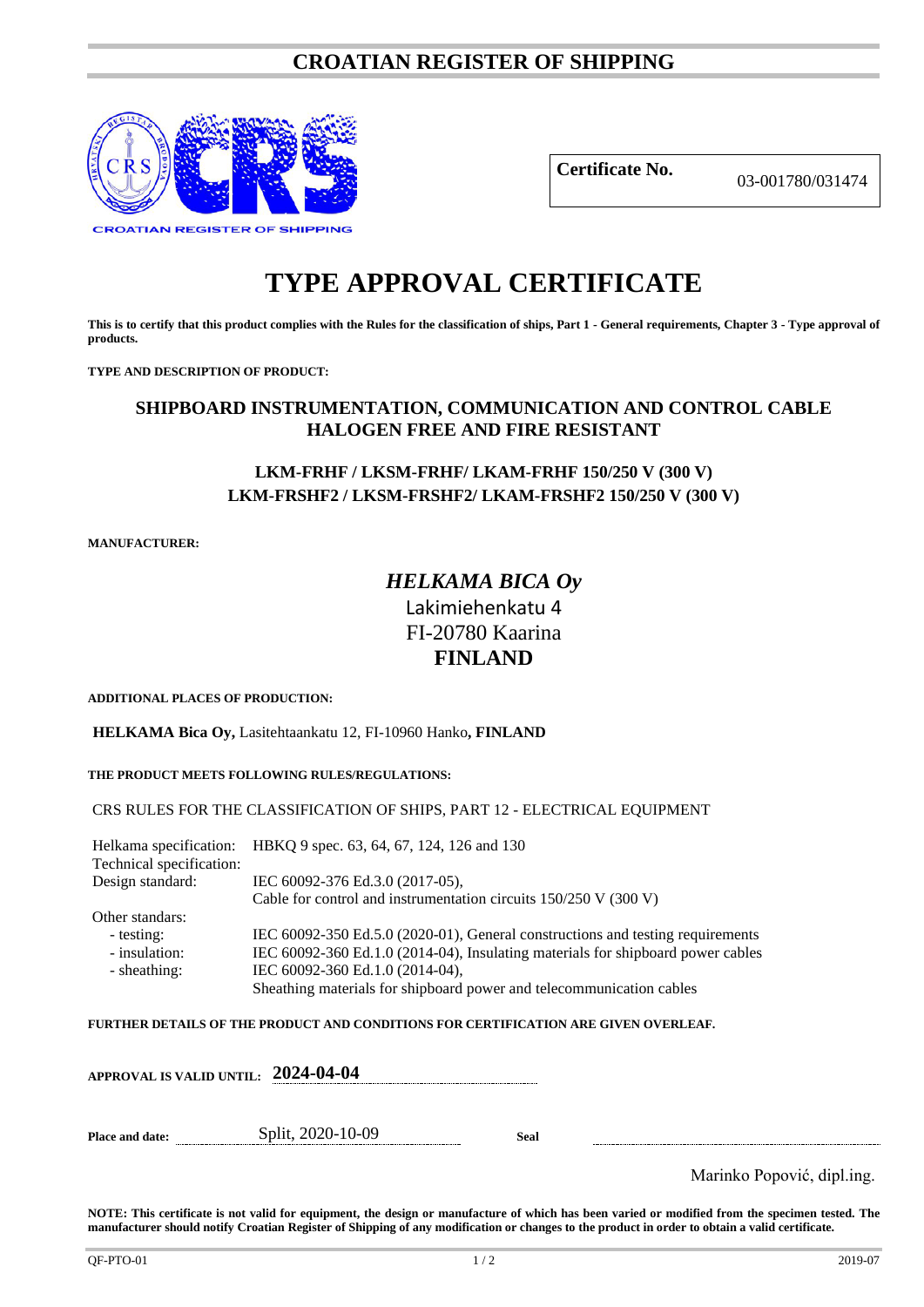# CROATIAN REGISTER OF SHIPPING

CROATIAN REGISTER OF SHIPPING

| **Certificate No.** | 03-001780/031474 |
|---|---|

# TYPE APPROVAL CERTIFICATE

**This is to certify that this product complies with the Rules for the classification of ships, Part 1 - General requirements, Chapter 3 - Type approval of products.**

**TYPE AND DESCRIPTION OF PRODUCT:**

## SHIPBOARD INSTRUMENTATION, COMMUNICATION AND CONTROL CABLE HALOGEN FREE AND FIRE RESISTANT

### LKM-FRHF / LKSM-FRHF/ LKAM-FRHF 150/250 V (300 V)
### LKM-FRSHF2 / LKSM-FRSHF2/ LKAM-FRSHF2 150/250 V (300 V)

**MANUFACTURER:**

***HELKAMA BICA Oy***
Lakimiehenkatu 4
FI-20780 Kaarina
**FINLAND**

**ADDITIONAL PLACES OF PRODUCTION:**

**HELKAMA Bica Oy,** Lasitehtaankatu 12, FI-10960 Hanko**, FINLAND**

**THE PRODUCT MEETS FOLLOWING RULES/REGULATIONS:**

CRS RULES FOR THE CLASSIFICATION OF SHIPS, PART 12 - ELECTRICAL EQUIPMENT

| | |
|---|---|
| Helkama specification: | HBKQ 9 spec. 63, 64, 67, 124, 126 and 130 |
| Technical specification: | |
| Design standard: | IEC 60092-376 Ed.3.0 (2017-05), Cable for control and instrumentation circuits 150/250 V (300 V) |
| Other standars: | |
| - testing: | IEC 60092-350 Ed.5.0 (2020-01), General constructions and testing requirements |
| - insulation: | IEC 60092-360 Ed.1.0 (2014-04), Insulating materials for shipboard power cables |
| - sheathing: | IEC 60092-360 Ed.1.0 (2014-04), Sheathing materials for shipboard power and telecommunication cables |

**FURTHER DETAILS OF THE PRODUCT AND CONDITIONS FOR CERTIFICATION ARE GIVEN OVERLEAF.**

**APPROVAL IS VALID UNTIL:** **2024-04-04**

**Place and date:** Split, 2020-10-09 **Seal**

Marinko Popović, dipl.ing.

**NOTE: This certificate is not valid for equipment, the design or manufacture of which has been varied or modified from the specimen tested. The manufacturer should notify Croatian Register of Shipping of any modification or changes to the product in order to obtain a valid certificate.**

QF-PTO-01 2019-07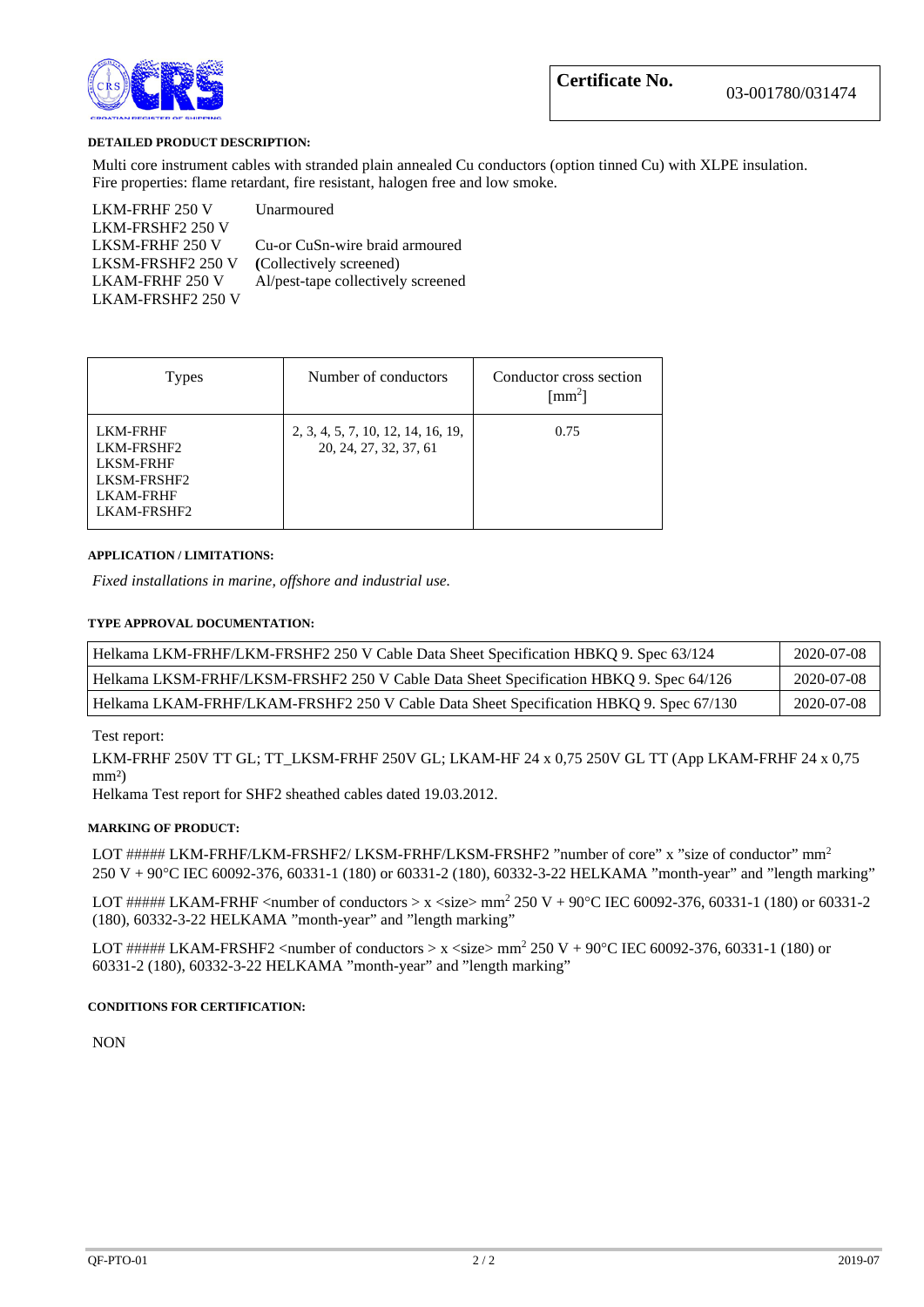**Certificate No.** 03-001780/031474

**DETAILED PRODUCT DESCRIPTION:**

Multi core instrument cables with stranded plain annealed Cu conductors (option tinned Cu) with XLPE insulation.
Fire properties: flame retardant, fire resistant, halogen free and low smoke.

| | |
|---|---|
| LKM-FRHF 250 V | Unarmoured |
| LKM-FRSHF2 250 V | |
| LKSM-FRHF 250 V | Cu-or CuSn-wire braid armoured |
| LKSM-FRSHF2 250 V | (Collectively screened) |
| LKAM-FRHF 250 V | Al/pest-tape collectively screened |
| LKAM-FRSHF2 250 V | |

| Types | Number of conductors | Conductor cross section [$mm^2$] |
|---|---|---|
| LKM-FRHF<br>LKM-FRSHF2<br>LKSM-FRHF<br>LKSM-FRSHF2<br>LKAM-FRHF<br>LKAM-FRSHF2 | 2, 3, 4, 5, 7, 10, 12, 14, 16, 19, 20, 24, 27, 32, 37, 61 | 0.75 |

**APPLICATION / LIMITATIONS:**

*Fixed installations in marine, offshore and industrial use.*

**TYPE APPROVAL DOCUMENTATION:**

| | |
|---|---|
| Helkama LKM-FRHF/LKM-FRSHF2 250 V Cable Data Sheet Specification HBKQ 9. Spec 63/124 | 2020-07-08 |
| Helkama LKSM-FRHF/LKSM-FRSHF2 250 V Cable Data Sheet Specification HBKQ 9. Spec 64/126 | 2020-07-08 |
| Helkama LKAM-FRHF/LKAM-FRSHF2 250 V Cable Data Sheet Specification HBKQ 9. Spec 67/130 | 2020-07-08 |

Test report:

LKM-FRHF 250V TT GL; TT_LKSM-FRHF 250V GL; LKAM-HF 24 x 0,75 250V GL TT (App LKAM-FRHF 24 x 0,75 $mm^2$)
Helkama Test report for SHF2 sheathed cables dated 19.03.2012.

**MARKING OF PRODUCT:**

LOT ##### LKM-FRHF/LKM-FRSHF2/ LKSM-FRHF/LKSM-FRSHF2 "number of core" x "size of conductor" $mm^2$ 250 V + 90°C IEC 60092-376, 60331-1 (180) or 60331-2 (180), 60332-3-22 HELKAMA "month-year" and "length marking"

LOT ##### LKAM-FRHF <number of conductors > x <size> $mm^2$ 250 V + 90°C IEC 60092-376, 60331-1 (180) or 60331-2 (180), 60332-3-22 HELKAMA "month-year" and "length marking"

LOT ##### LKAM-FRSHF2 <number of conductors > x <size> $mm^2$ 250 V + 90°C IEC 60092-376, 60331-1 (180) or 60331-2 (180), 60332-3-22 HELKAMA "month-year" and "length marking"

**CONDITIONS FOR CERTIFICATION:**

NON